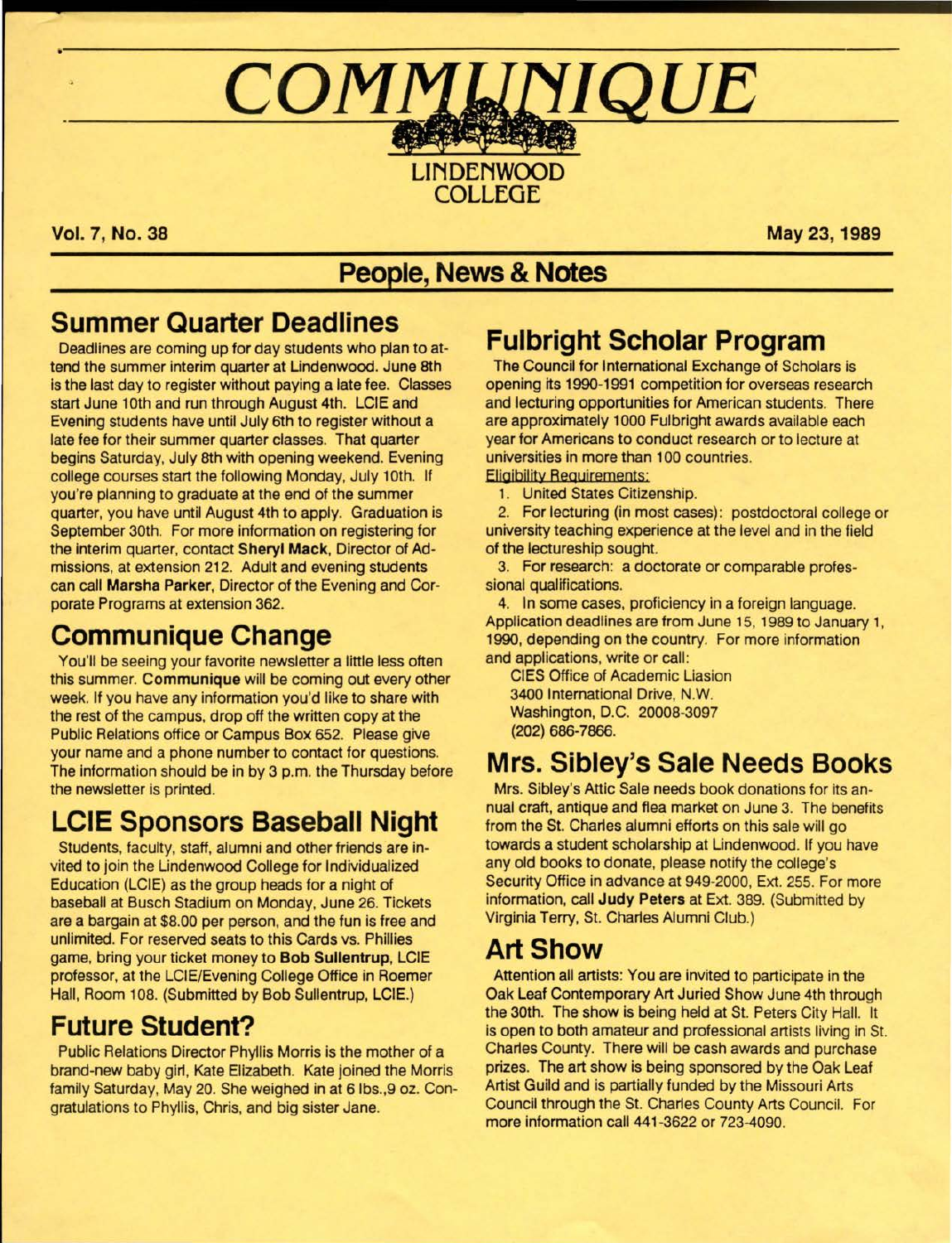# COMMUNIQUE

LINDENWOOD COLLEGE

**Vol. 7, No. 38** | **May 23, 1989**

## People, News & Notes

### Summer Quarter Deadlines

Deadlines are coming up for day students who plan to attend the summer interim quarter at Lindenwood. June 8th is the last day to register without paying a late fee. Classes start June 10th and run through August 4th. LCIE and Evening students have until July 6th to register without a late fee for their summer quarter classes. That quarter begins Saturday, July 8th with opening weekend. Evening college courses start the following Monday, July 10th. If you're planning to graduate at the end of the summer quarter, you have until August 4th to apply. Graduation is September 30th. For more information on registering for the interim quarter, contact **Sheryl Mack**, Director of Admissions, at extension 212. Adult and evening students can call **Marsha Parker**, Director of the Evening and Corporate Programs at extension 362.

### Communique Change

You'll be seeing your favorite newsletter a little less often this summer. **Communique** will be coming out every other week. If you have any information you'd like to share with the rest of the campus, drop off the written copy at the Public Relations office or Campus Box 652. Please give your name and a phone number to contact for questions. The information should be in by 3 p.m. the Thursday before the newsletter is printed.

### LCIE Sponsors Baseball Night

Students, faculty, staff, alumni and other friends are invited to join the Lindenwood College for Individualized Education (LCIE) as the group heads for a night of baseball at Busch Stadium on Monday, June 26. Tickets are a bargain at $8.00 per person, and the fun is free and unlimited. For reserved seats to this Cards vs. Phillies game, bring your ticket money to **Bob Sullentrup**, LCIE professor, at the LCIE/Evening College Office in Roemer Hall, Room 108. (Submitted by Bob Sullentrup, LCIE.)

### Future Student?

Public Relations Director Phyllis Morris is the mother of a brand-new baby girl, Kate Elizabeth. Kate joined the Morris family Saturday, May 20. She weighed in at 6 lbs.,9 oz. Congratulations to Phyllis, Chris, and big sister Jane.

### Fulbright Scholar Program

The Council for International Exchange of Scholars is opening its 1990-1991 competition for overseas research and lecturing opportunities for American students. There are approximately 1000 Fulbright awards available each year for Americans to conduct research or to lecture at universities in more than 100 countries.

Eligibility Requirements:

1. United States Citizenship.
2. For lecturing (in most cases): postdoctoral college or university teaching experience at the level and in the field of the lectureship sought.
3. For research: a doctorate or comparable professional qualifications.
4. In some cases, proficiency in a foreign language.

Application deadlines are from June 15, 1989 to January 1, 1990, depending on the country. For more information and applications, write or call:

CIES Office of Academic Liasion
3400 International Drive, N.W.
Washington, D.C. 20008-3097
(202) 686-7866.

### Mrs. Sibley's Sale Needs Books

Mrs. Sibley's Attic Sale needs book donations for its annual craft, antique and flea market on June 3. The benefits from the St. Charles alumni efforts on this sale will go towards a student scholarship at Lindenwood. If you have any old books to donate, please notify the college's Security Office in advance at 949-2000, Ext. 255. For more information, call **Judy Peters** at Ext. 389. (Submitted by Virginia Terry, St. Charles Alumni Club.)

### Art Show

Attention all artists: You are invited to participate in the Oak Leaf Contemporary Art Juried Show June 4th through the 30th. The show is being held at St. Peters City Hall. It is open to both amateur and professional artists living in St. Charles County. There will be cash awards and purchase prizes. The art show is being sponsored by the Oak Leaf Artist Guild and is partially funded by the Missouri Arts Council through the St. Charles County Arts Council. For more information call 441-3622 or 723-4090.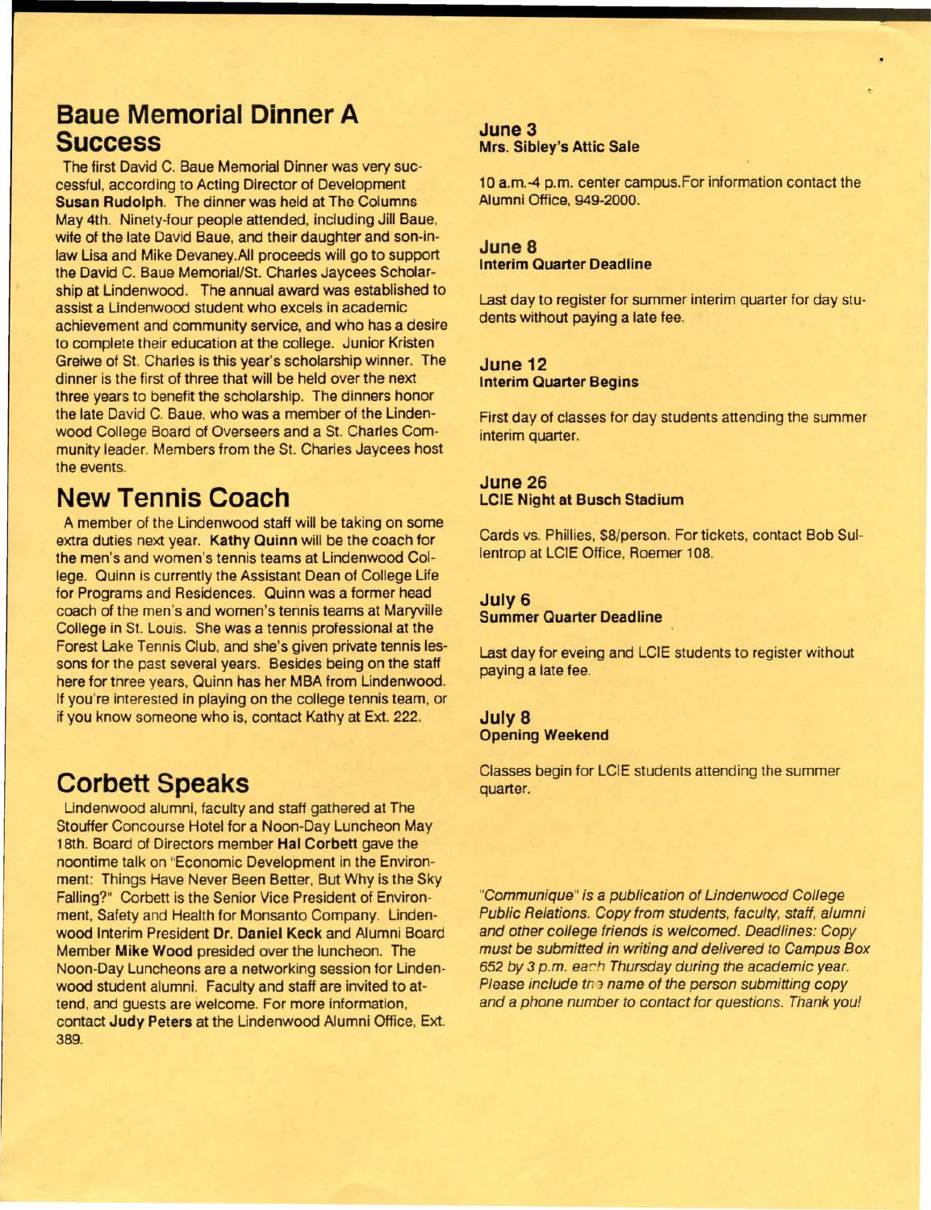## Baue Memorial Dinner A Success

The first David C. Baue Memorial Dinner was very successful, according to Acting Director of Development **Susan Rudolph**. The dinner was held at The Columns May 4th. Ninety-four people attended, including Jill Baue, wife of the late David Baue, and their daughter and son-in-law Lisa and Mike Devaney.All proceeds will go to support the David C. Baue Memorial/St. Charles Jaycees Scholarship at Lindenwood. The annual award was established to assist a Lindenwood student who excels in academic achievement and community service, and who has a desire to complete their education at the college. Junior Kristen Greiwe of St. Charles is this year's scholarship winner. The dinner is the first of three that will be held over the next three years to benefit the scholarship. The dinners honor the late David C. Baue, who was a member of the Lindenwood College Board of Overseers and a St. Charles Community leader. Members from the St. Charles Jaycees host the events.

## New Tennis Coach

A member of the Lindenwood staff will be taking on some extra duties next year. **Kathy Quinn** will be the coach for the men's and women's tennis teams at Lindenwood College. Quinn is currently the Assistant Dean of College Life for Programs and Residences. Quinn was a former head coach of the men's and women's tennis teams at Maryville College in St. Louis. She was a tennis professional at the Forest Lake Tennis Club, and she's given private tennis lessons for the past several years. Besides being on the staff here for three years, Quinn has her MBA from Lindenwood. If you're interested in playing on the college tennis team, or if you know someone who is, contact Kathy at Ext. 222.

## Corbett Speaks

Lindenwood alumni, faculty and staff gathered at The Stouffer Concourse Hotel for a Noon-Day Luncheon May 18th. Board of Directors member **Hal Corbett** gave the noontime talk on "Economic Development in the Environment: Things Have Never Been Better, But Why is the Sky Falling?" Corbett is the Senior Vice President of Environment, Safety and Health for Monsanto Company. Lindenwood Interim President **Dr. Daniel Keck** and Alumni Board Member **Mike Wood** presided over the luncheon. The Noon-Day Luncheons are a networking session for Lindenwood student alumni. Faculty and staff are invited to attend, and guests are welcome. For more information, contact **Judy Peters** at the Lindenwood Alumni Office, Ext. 389.

### June 3
**Mrs. Sibley's Attic Sale**

10 a.m.-4 p.m. center campus.For information contact the Alumni Office, 949-2000.

### June 8
**Interim Quarter Deadline**

Last day to register for summer interim quarter for day students without paying a late fee.

### June 12
**Interim Quarter Begins**

First day of classes for day students attending the summer interim quarter.

### June 26
**LCIE Night at Busch Stadium**

Cards vs. Phillies, $8/person. For tickets, contact Bob Sullentrop at LCIE Office, Roemer 108.

### July 6
**Summer Quarter Deadline**

Last day for eveing and LCIE students to register without paying a late fee.

### July 8
**Opening Weekend**

Classes begin for LCIE students attending the summer quarter.

*"Communique" is a publication of Lindenwood College Public Relations. Copy from students, faculty, staff, alumni and other college friends is welcomed. Deadlines: Copy must be submitted in writing and delivered to Campus Box 652 by 3 p.m. each Thursday during the academic year. Please include the name of the person submitting copy and a phone number to contact for questions. Thank you!*